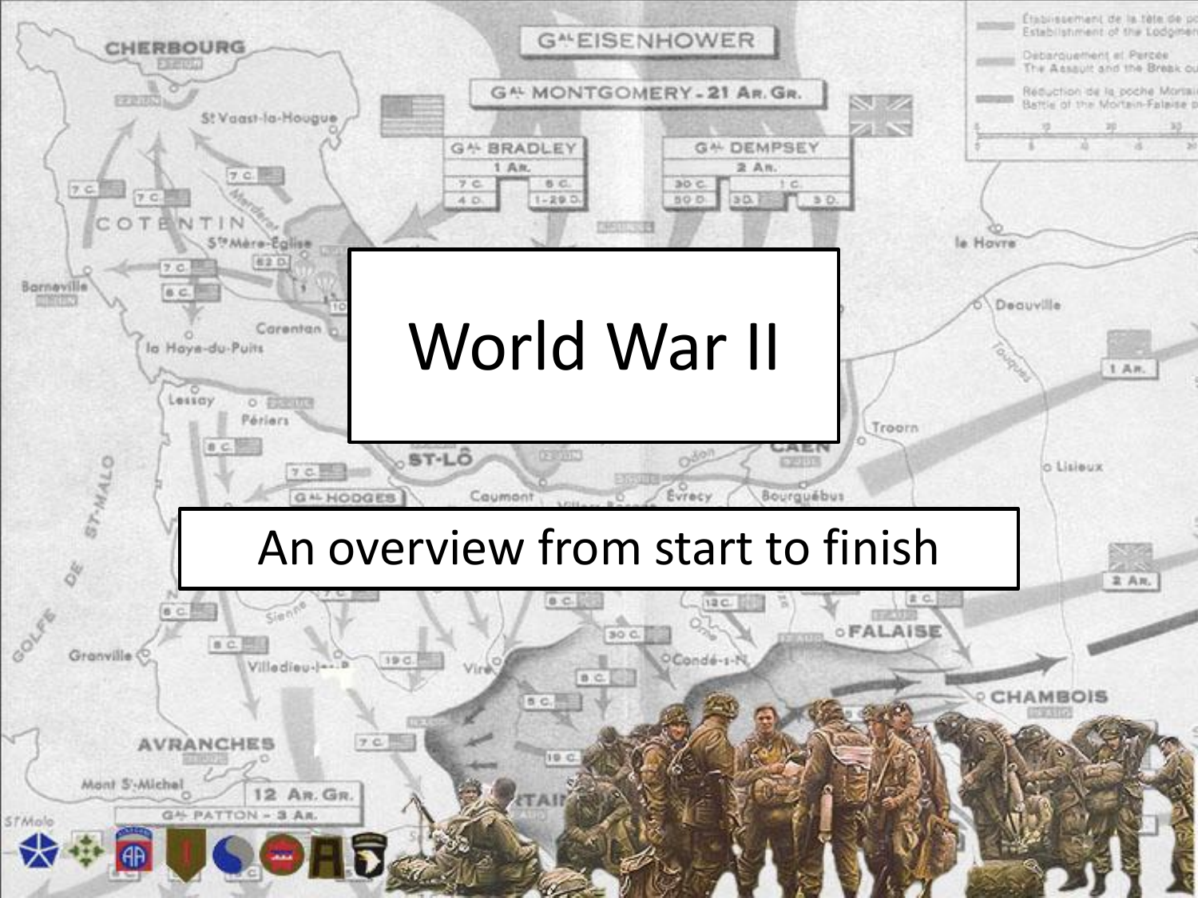# World War II

An overview from start to finish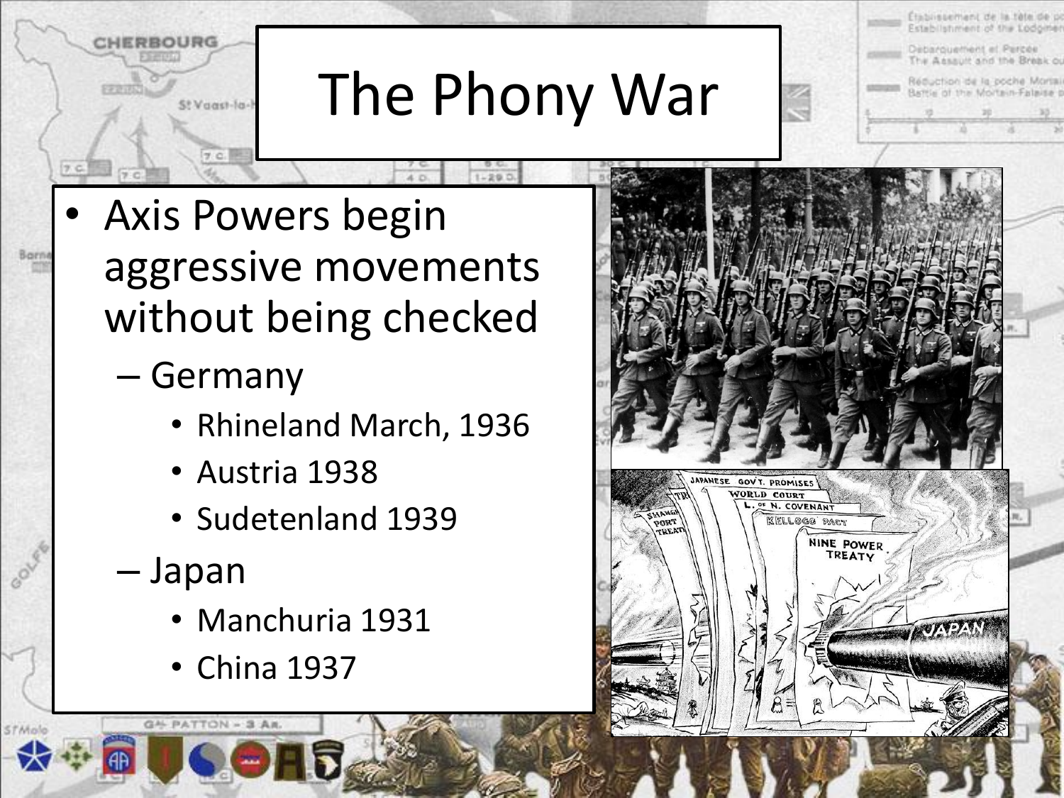# The Phony War

- Axis Powers begin aggressive movements without being checked
  - Germany
    - Rhineland March, 1936
    - Austria 1938
    - Sudetenland 1939
  - Japan
    - Manchuria 1931
    - China 1937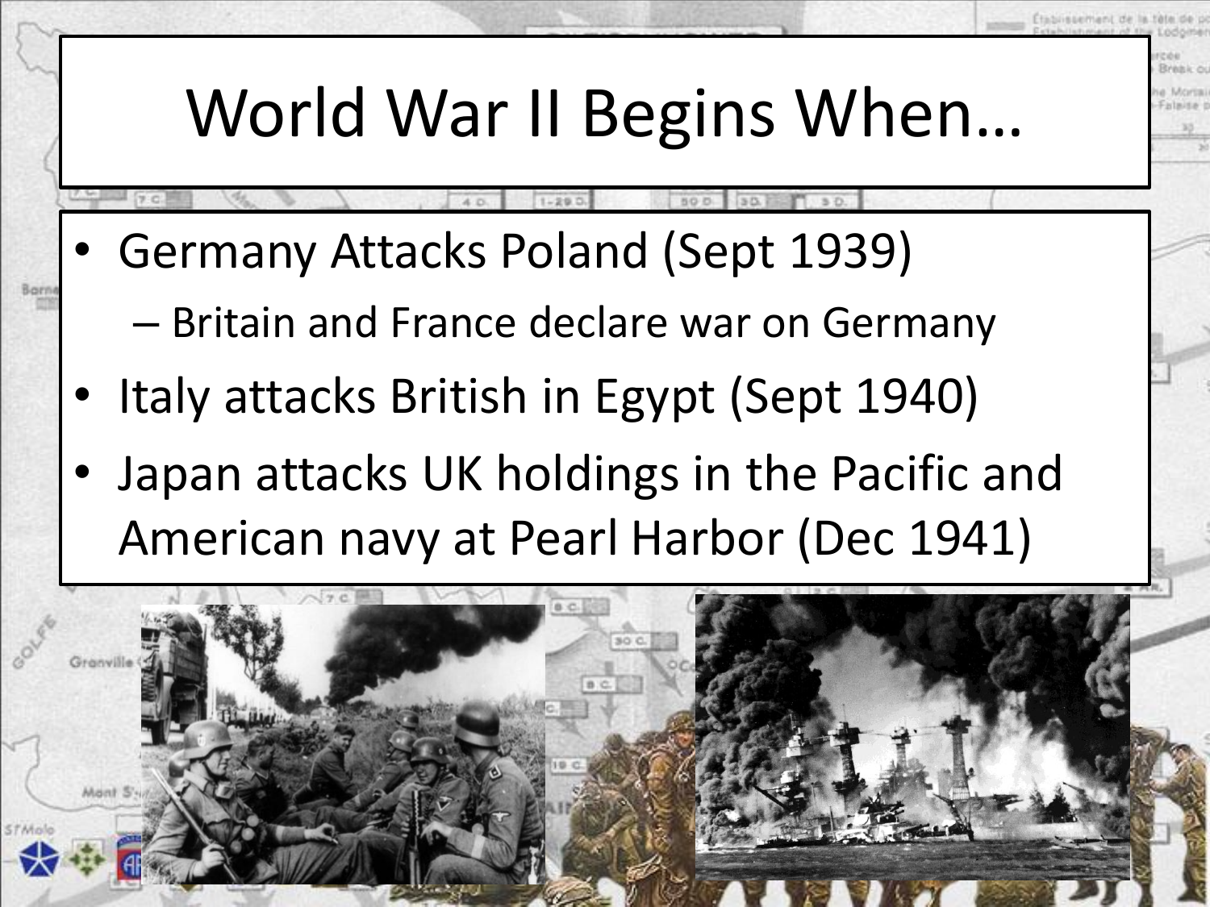# World War II Begins When…

- Germany Attacks Poland (Sept 1939)
  - Britain and France declare war on Germany
- Italy attacks British in Egypt (Sept 1940)
- Japan attacks UK holdings in the Pacific and American navy at Pearl Harbor (Dec 1941)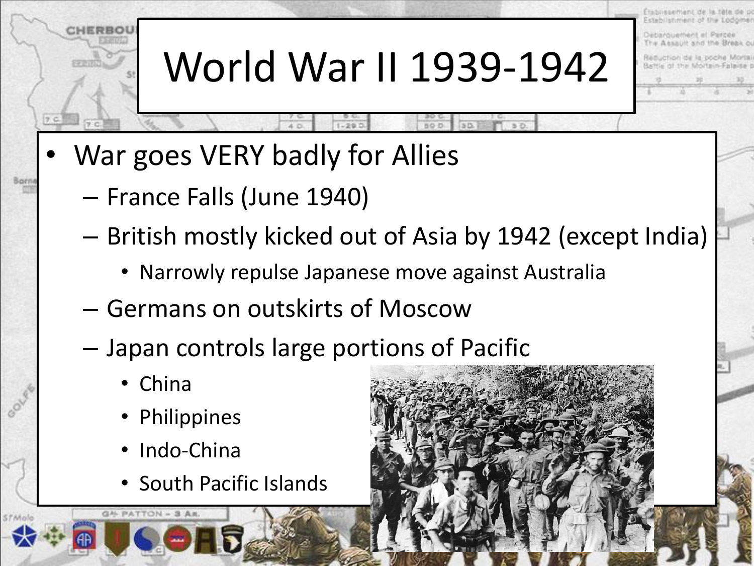# World War II 1939-1942

- War goes VERY badly for Allies
  - France Falls (June 1940)
  - British mostly kicked out of Asia by 1942 (except India)
    - Narrowly repulse Japanese move against Australia
  - Germans on outskirts of Moscow
  - Japan controls large portions of Pacific
    - China
    - Philippines
    - Indo-China
    - South Pacific Islands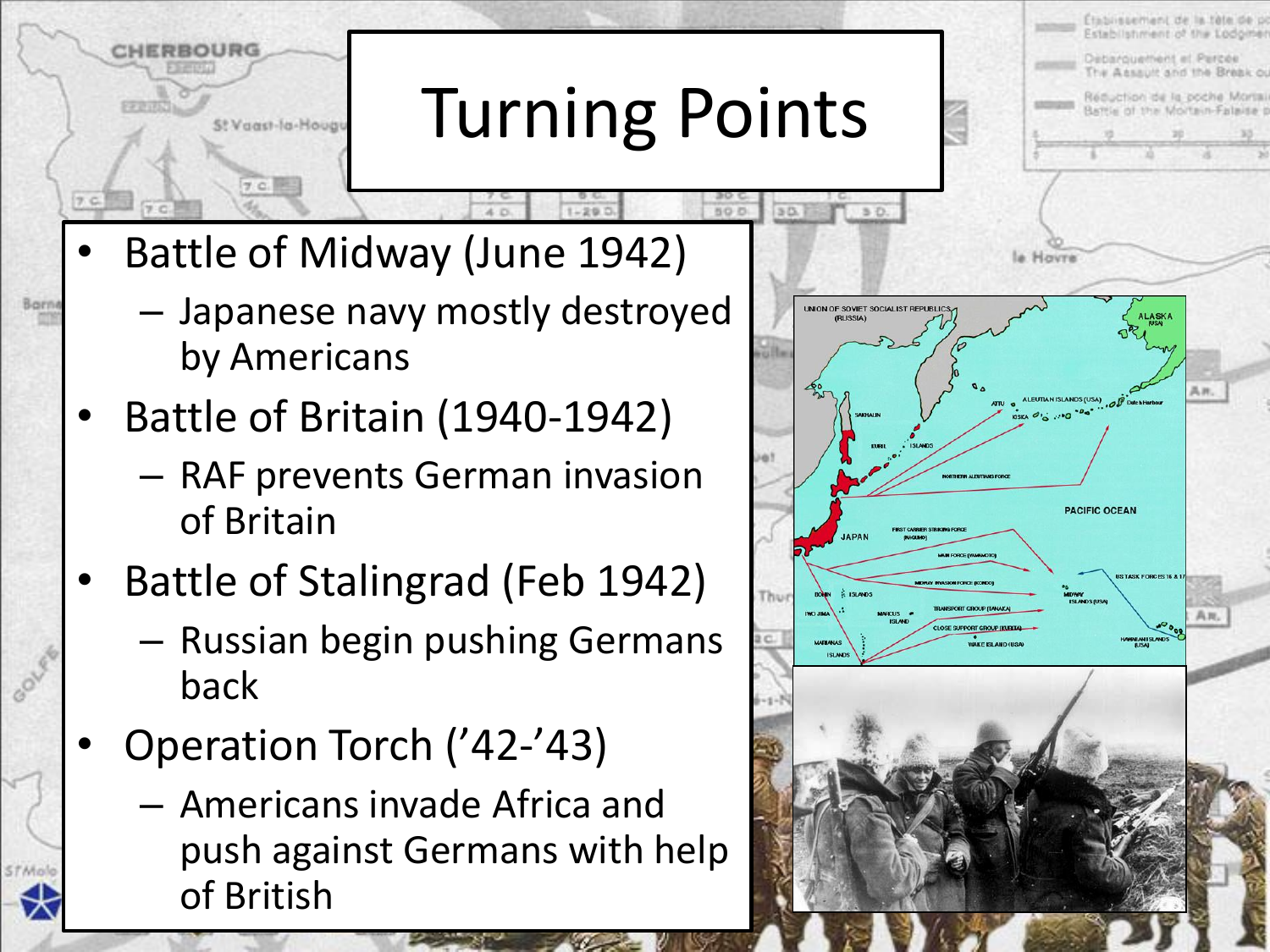# Turning Points

- Battle of Midway (June 1942)
  - Japanese navy mostly destroyed by Americans
- Battle of Britain (1940-1942)
  - RAF prevents German invasion of Britain
- Battle of Stalingrad (Feb 1942)
  - Russian begin pushing Germans back
- Operation Torch ('42-'43)
  - Americans invade Africa and push against Germans with help of British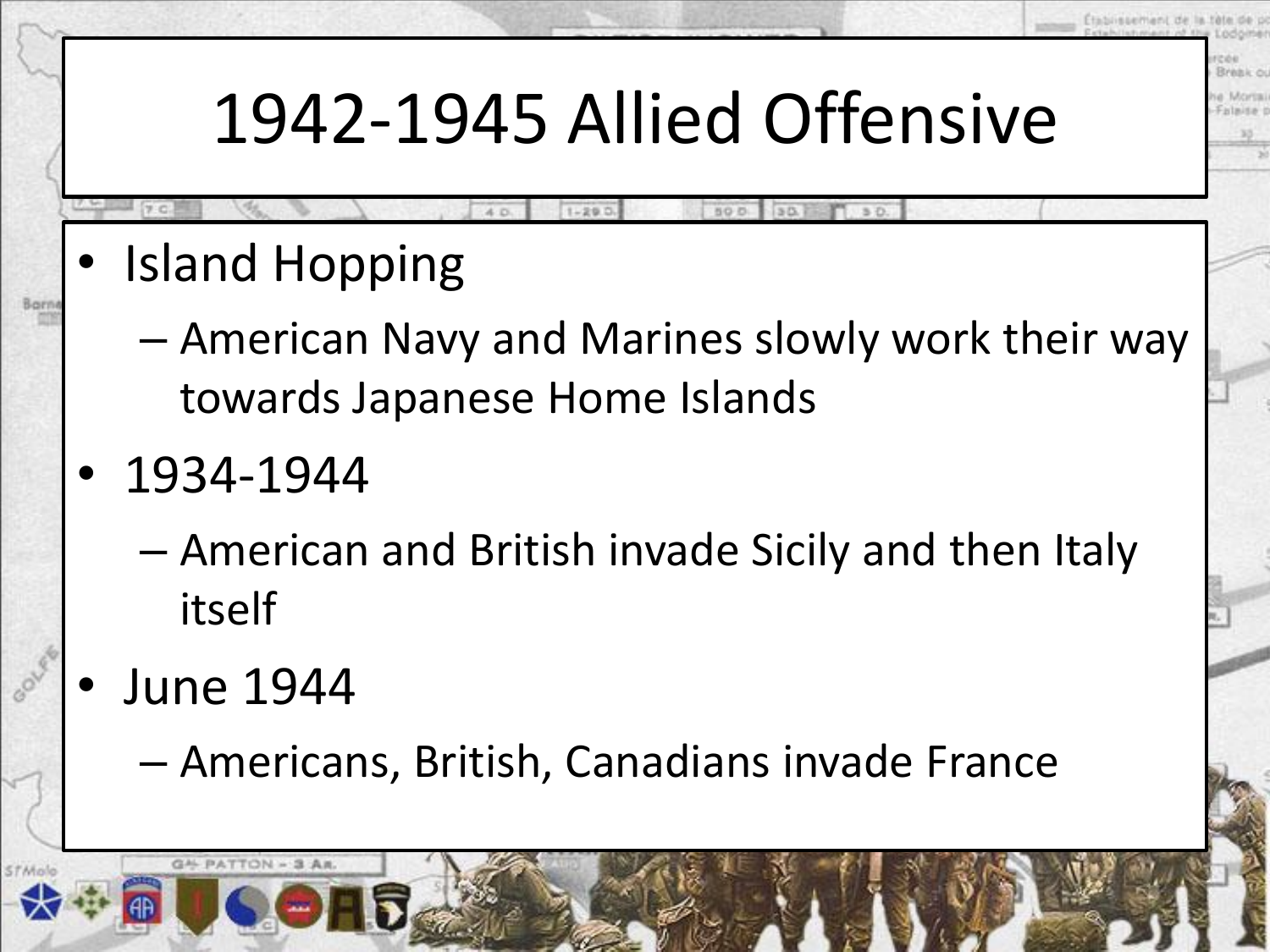# 1942-1945 Allied Offensive

- Island Hopping
  - American Navy and Marines slowly work their way towards Japanese Home Islands
- 1934-1944
  - American and British invade Sicily and then Italy itself
- June 1944
  - Americans, British, Canadians invade France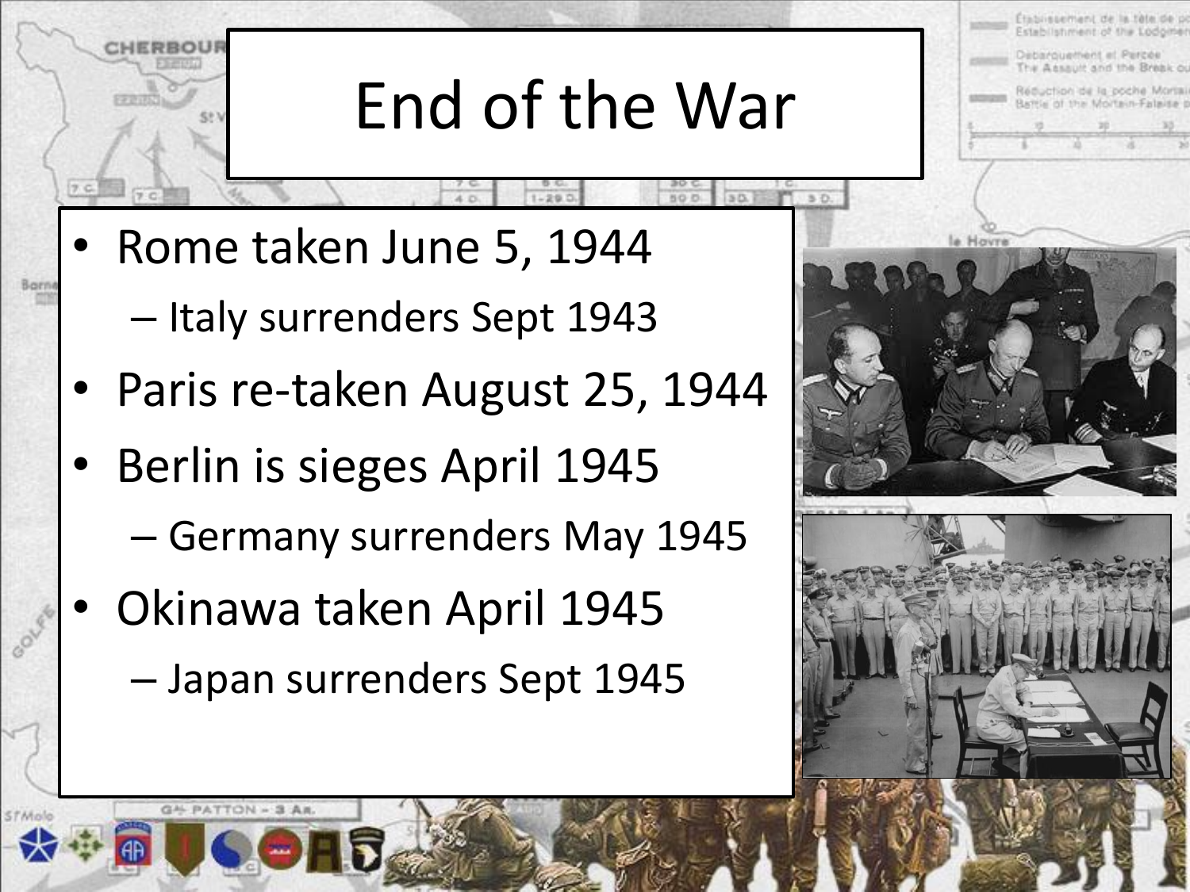# End of the War

- Rome taken June 5, 1944
  - Italy surrenders Sept 1943
- Paris re-taken August 25, 1944
- Berlin is sieges April 1945
  - Germany surrenders May 1945
- Okinawa taken April 1945
  - Japan surrenders Sept 1945